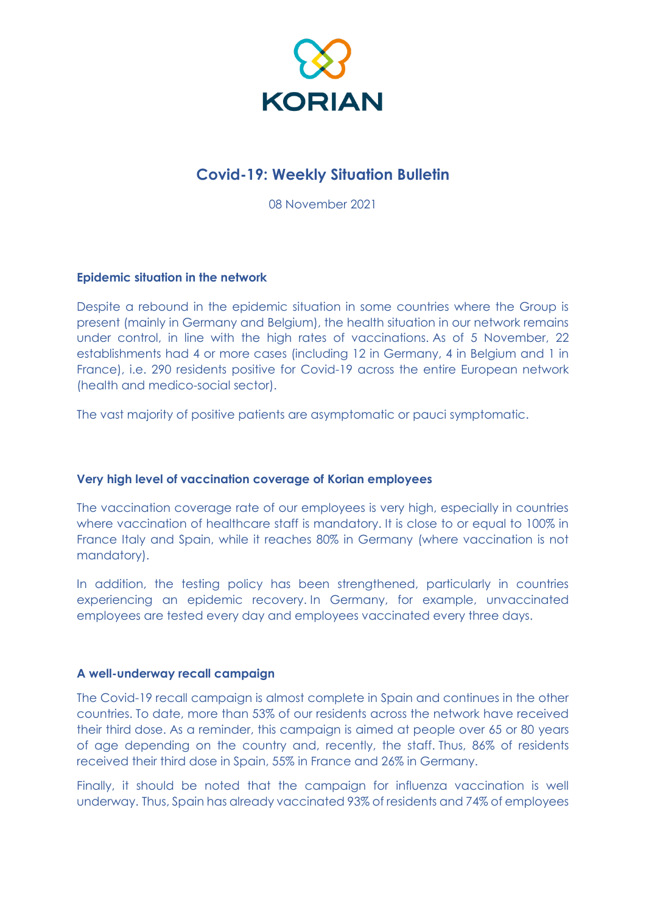KORIAN

# Covid-19: Weekly Situation Bulletin

08 November 2021

## Epidemic situation in the network

Despite a rebound in the epidemic situation in some countries where the Group is present (mainly in Germany and Belgium), the health situation in our network remains under control, in line with the high rates of vaccinations. As of 5 November, 22 establishments had 4 or more cases (including 12 in Germany, 4 in Belgium and 1 in France), i.e. 290 residents positive for Covid-19 across the entire European network (health and medico-social sector).

The vast majority of positive patients are asymptomatic or pauci symptomatic.

## Very high level of vaccination coverage of Korian employees

The vaccination coverage rate of our employees is very high, especially in countries where vaccination of healthcare staff is mandatory. It is close to or equal to 100% in France Italy and Spain, while it reaches 80% in Germany (where vaccination is not mandatory).

In addition, the testing policy has been strengthened, particularly in countries experiencing an epidemic recovery. In Germany, for example, unvaccinated employees are tested every day and employees vaccinated every three days.

## A well-underway recall campaign

The Covid-19 recall campaign is almost complete in Spain and continues in the other countries. To date, more than 53% of our residents across the network have received their third dose. As a reminder, this campaign is aimed at people over 65 or 80 years of age depending on the country and, recently, the staff. Thus, 86% of residents received their third dose in Spain, 55% in France and 26% in Germany.

Finally, it should be noted that the campaign for influenza vaccination is well underway. Thus, Spain has already vaccinated 93% of residents and 74% of employees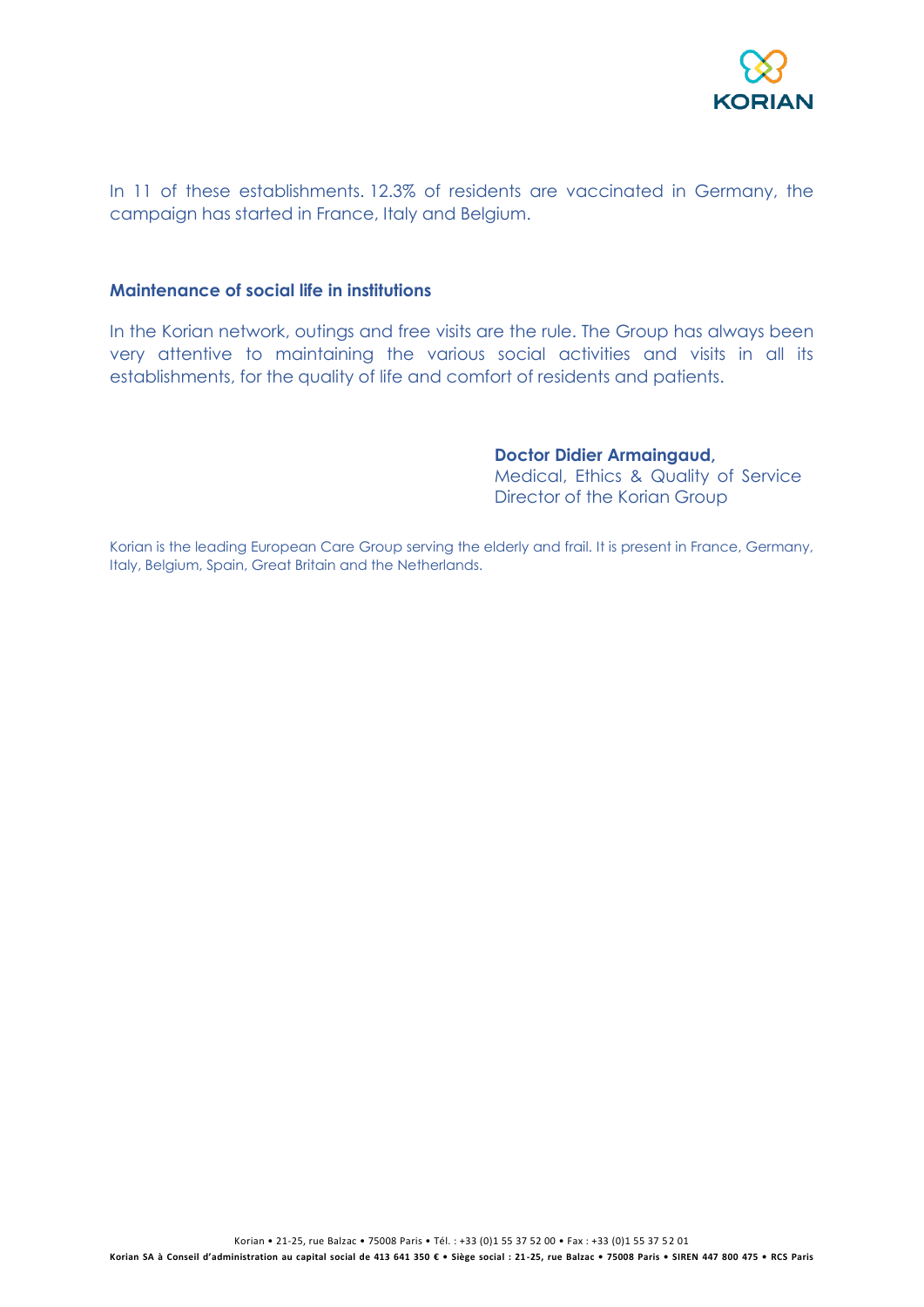In 11 of these establishments. 12.3% of residents are vaccinated in Germany, the campaign has started in France, Italy and Belgium.

### Maintenance of social life in institutions

In the Korian network, outings and free visits are the rule. The Group has always been very attentive to maintaining the various social activities and visits in all its establishments, for the quality of life and comfort of residents and patients.

**Doctor Didier Armaingaud,**
Medical, Ethics & Quality of Service Director of the Korian Group

Korian is the leading European Care Group serving the elderly and frail. It is present in France, Germany, Italy, Belgium, Spain, Great Britain and the Netherlands.

Korian • 21-25, rue Balzac • 75008 Paris • Tél. : +33 (0)1 55 37 52 00 • Fax : +33 (0)1 55 37 52 01

**Korian SA à Conseil d'administration au capital social de 413 641 350 € • Siège social : 21-25, rue Balzac • 75008 Paris • SIREN 447 800 475 • RCS Paris**